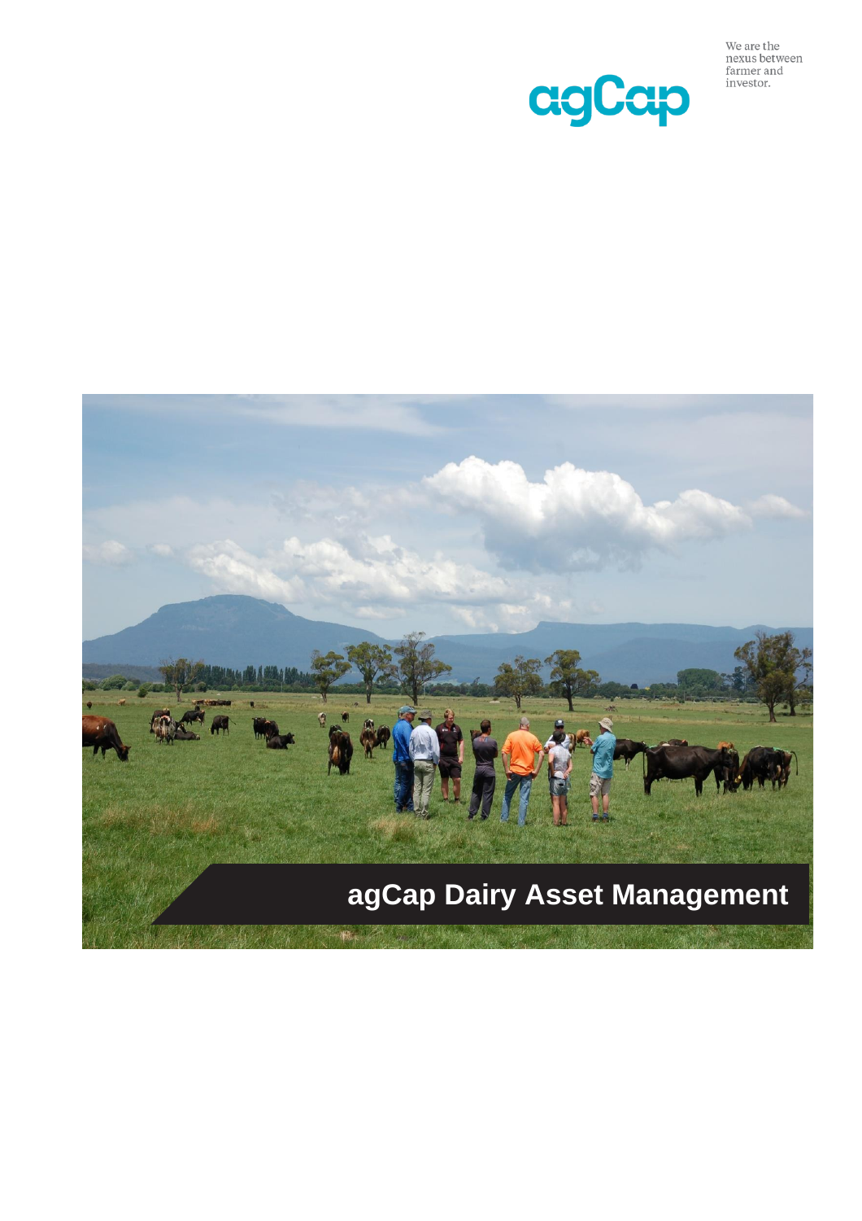We are the nexus between farmer and investor.

# agCap Dairy Asset Management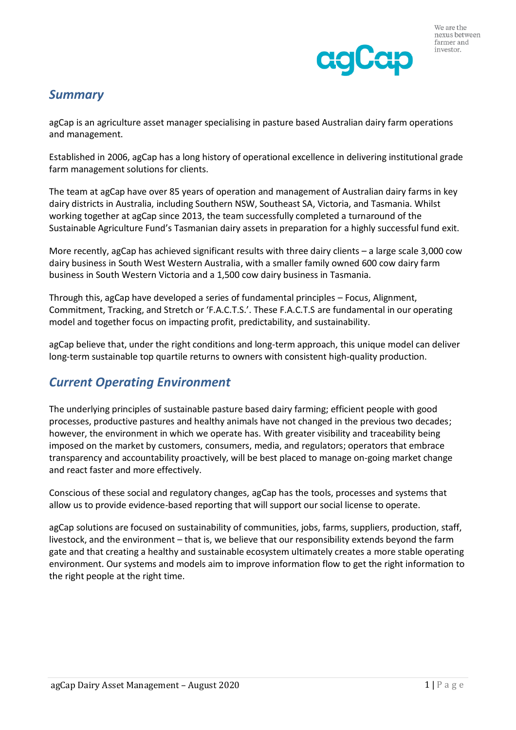## *Summary*

agCap is an agriculture asset manager specialising in pasture based Australian dairy farm operations and management.

Established in 2006, agCap has a long history of operational excellence in delivering institutional grade farm management solutions for clients.

The team at agCap have over 85 years of operation and management of Australian dairy farms in key dairy districts in Australia, including Southern NSW, Southeast SA, Victoria, and Tasmania. Whilst working together at agCap since 2013, the team successfully completed a turnaround of the Sustainable Agriculture Fund's Tasmanian dairy assets in preparation for a highly successful fund exit.

More recently, agCap has achieved significant results with three dairy clients – a large scale 3,000 cow dairy business in South West Western Australia, with a smaller family owned 600 cow dairy farm business in South Western Victoria and a 1,500 cow dairy business in Tasmania.

Through this, agCap have developed a series of fundamental principles – Focus, Alignment, Commitment, Tracking, and Stretch or 'F.A.C.T.S.'. These F.A.C.T.S are fundamental in our operating model and together focus on impacting profit, predictability, and sustainability.

agCap believe that, under the right conditions and long-term approach, this unique model can deliver long-term sustainable top quartile returns to owners with consistent high-quality production.

## *Current Operating Environment*

The underlying principles of sustainable pasture based dairy farming; efficient people with good processes, productive pastures and healthy animals have not changed in the previous two decades; however, the environment in which we operate has. With greater visibility and traceability being imposed on the market by customers, consumers, media, and regulators; operators that embrace transparency and accountability proactively, will be best placed to manage on-going market change and react faster and more effectively.

Conscious of these social and regulatory changes, agCap has the tools, processes and systems that allow us to provide evidence-based reporting that will support our social license to operate.

agCap solutions are focused on sustainability of communities, jobs, farms, suppliers, production, staff, livestock, and the environment – that is, we believe that our responsibility extends beyond the farm gate and that creating a healthy and sustainable ecosystem ultimately creates a more stable operating environment. Our systems and models aim to improve information flow to get the right information to the right people at the right time.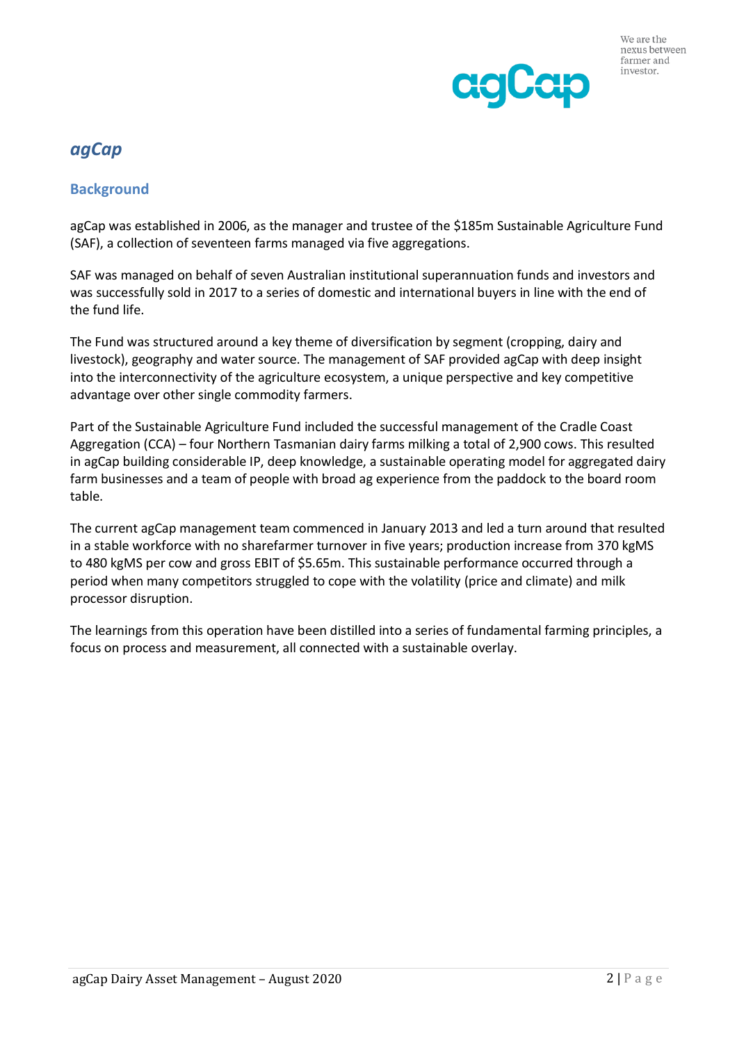## *agCap*

### Background

agCap was established in 2006, as the manager and trustee of the $185m Sustainable Agriculture Fund (SAF), a collection of seventeen farms managed via five aggregations.

SAF was managed on behalf of seven Australian institutional superannuation funds and investors and was successfully sold in 2017 to a series of domestic and international buyers in line with the end of the fund life.

The Fund was structured around a key theme of diversification by segment (cropping, dairy and livestock), geography and water source. The management of SAF provided agCap with deep insight into the interconnectivity of the agriculture ecosystem, a unique perspective and key competitive advantage over other single commodity farmers.

Part of the Sustainable Agriculture Fund included the successful management of the Cradle Coast Aggregation (CCA) – four Northern Tasmanian dairy farms milking a total of 2,900 cows. This resulted in agCap building considerable IP, deep knowledge, a sustainable operating model for aggregated dairy farm businesses and a team of people with broad ag experience from the paddock to the board room table.

The current agCap management team commenced in January 2013 and led a turn around that resulted in a stable workforce with no sharefarmer turnover in five years; production increase from 370 kgMS to 480 kgMS per cow and gross EBIT of $5.65m. This sustainable performance occurred through a period when many competitors struggled to cope with the volatility (price and climate) and milk processor disruption.

The learnings from this operation have been distilled into a series of fundamental farming principles, a focus on process and measurement, all connected with a sustainable overlay.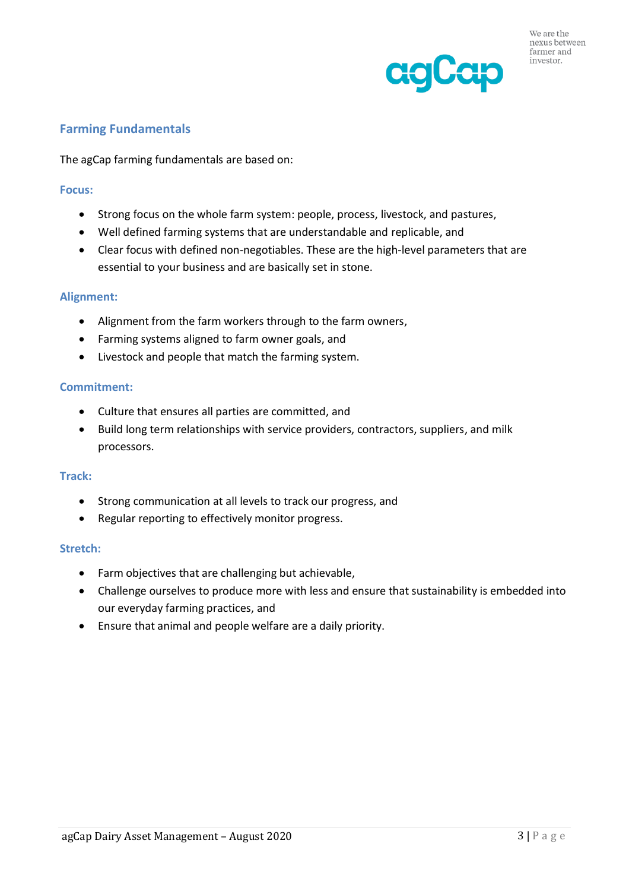## Farming Fundamentals

The agCap farming fundamentals are based on:

### Focus:

- Strong focus on the whole farm system: people, process, livestock, and pastures,
- Well defined farming systems that are understandable and replicable, and
- Clear focus with defined non-negotiables. These are the high-level parameters that are essential to your business and are basically set in stone.

### Alignment:

- Alignment from the farm workers through to the farm owners,
- Farming systems aligned to farm owner goals, and
- Livestock and people that match the farming system.

### Commitment:

- Culture that ensures all parties are committed, and
- Build long term relationships with service providers, contractors, suppliers, and milk processors.

### Track:

- Strong communication at all levels to track our progress, and
- Regular reporting to effectively monitor progress.

### Stretch:

- Farm objectives that are challenging but achievable,
- Challenge ourselves to produce more with less and ensure that sustainability is embedded into our everyday farming practices, and
- Ensure that animal and people welfare are a daily priority.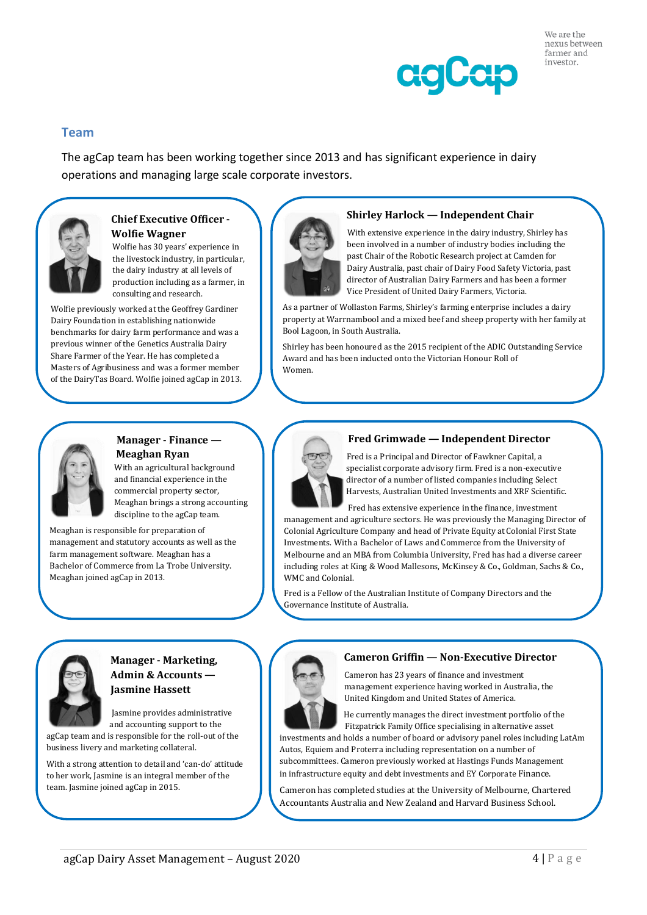## Team

The agCap team has been working together since 2013 and has significant experience in dairy operations and managing large scale corporate investors.

### Chief Executive Officer - Wolfie Wagner

Wolfie has 30 years' experience in the livestock industry, in particular, the dairy industry at all levels of production including as a farmer, in consulting and research.

Wolfie previously worked at the Geoffrey Gardiner Dairy Foundation in establishing nationwide benchmarks for dairy farm performance and was a previous winner of the Genetics Australia Dairy Share Farmer of the Year. He has completed a Masters of Agribusiness and was a former member of the DairyTas Board. Wolfie joined agCap in 2013.

### Shirley Harlock — Independent Chair

With extensive experience in the dairy industry, Shirley has been involved in a number of industry bodies including the past Chair of the Robotic Research project at Camden for Dairy Australia, past chair of Dairy Food Safety Victoria, past director of Australian Dairy Farmers and has been a former Vice President of United Dairy Farmers, Victoria.

As a partner of Wollaston Farms, Shirley's farming enterprise includes a dairy property at Warrnambool and a mixed beef and sheep property with her family at Bool Lagoon, in South Australia.

Shirley has been honoured as the 2015 recipient of the ADIC Outstanding Service Award and has been inducted onto the Victorian Honour Roll of Women.

### Manager - Finance — Meaghan Ryan

With an agricultural background and financial experience in the commercial property sector, Meaghan brings a strong accounting discipline to the agCap team.

Meaghan is responsible for preparation of management and statutory accounts as well as the farm management software. Meaghan has a Bachelor of Commerce from La Trobe University. Meaghan joined agCap in 2013.

### Fred Grimwade — Independent Director

Fred is a Principal and Director of Fawkner Capital, a specialist corporate advisory firm. Fred is a non-executive director of a number of listed companies including Select Harvests, Australian United Investments and XRF Scientific.

Fred has extensive experience in the finance, investment management and agriculture sectors. He was previously the Managing Director of Colonial Agriculture Company and head of Private Equity at Colonial First State Investments. With a Bachelor of Laws and Commerce from the University of Melbourne and an MBA from Columbia University, Fred has had a diverse career including roles at King & Wood Mallesons, McKinsey & Co., Goldman, Sachs & Co., WMC and Colonial.

Fred is a Fellow of the Australian Institute of Company Directors and the Governance Institute of Australia.

### Manager - Marketing, Admin & Accounts — Jasmine Hassett

Jasmine provides administrative and accounting support to the agCap team and is responsible for the roll-out of the business livery and marketing collateral.

With a strong attention to detail and 'can-do' attitude to her work, Jasmine is an integral member of the team. Jasmine joined agCap in 2015.

### Cameron Griffin — Non-Executive Director

Cameron has 23 years of finance and investment management experience having worked in Australia, the United Kingdom and United States of America.

He currently manages the direct investment portfolio of the Fitzpatrick Family Office specialising in alternative asset investments and holds a number of board or advisory panel roles including LatAm Autos, Equiem and Proterra including representation on a number of subcommittees. Cameron previously worked at Hastings Funds Management in infrastructure equity and debt investments and EY Corporate Finance.

Cameron has completed studies at the University of Melbourne, Chartered Accountants Australia and New Zealand and Harvard Business School.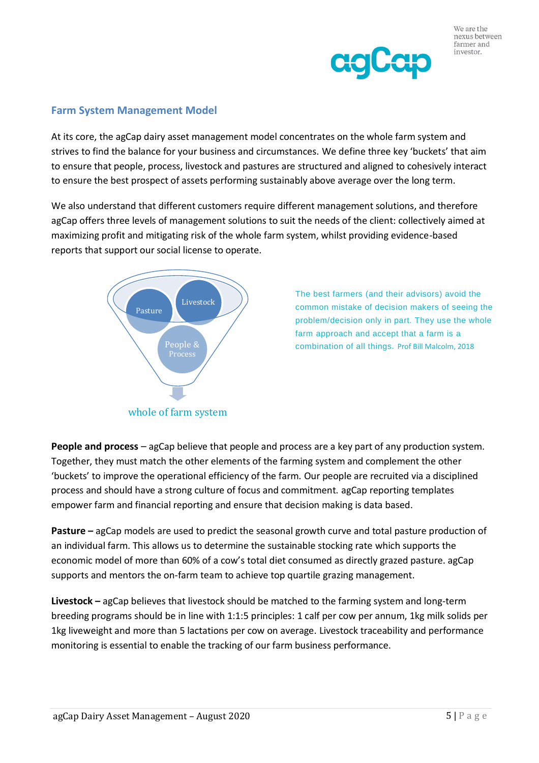## Farm System Management Model

At its core, the agCap dairy asset management model concentrates on the whole farm system and strives to find the balance for your business and circumstances. We define three key 'buckets' that aim to ensure that people, process, livestock and pastures are structured and aligned to cohesively interact to ensure the best prospect of assets performing sustainably above average over the long term.

We also understand that different customers require different management solutions, and therefore agCap offers three levels of management solutions to suit the needs of the client: collectively aimed at maximizing profit and mitigating risk of the whole farm system, whilst providing evidence-based reports that support our social license to operate.

Pasture

Livestock

People & Process

whole of farm system

The best farmers (and their advisors) avoid the common mistake of decision makers of seeing the problem/decision only in part. They use the whole farm approach and accept that a farm is a combination of all things. Prof Bill Malcolm, 2018

**People and process** – agCap believe that people and process are a key part of any production system. Together, they must match the other elements of the farming system and complement the other 'buckets' to improve the operational efficiency of the farm. Our people are recruited via a disciplined process and should have a strong culture of focus and commitment. agCap reporting templates empower farm and financial reporting and ensure that decision making is data based.

**Pasture –** agCap models are used to predict the seasonal growth curve and total pasture production of an individual farm. This allows us to determine the sustainable stocking rate which supports the economic model of more than 60% of a cow's total diet consumed as directly grazed pasture. agCap supports and mentors the on-farm team to achieve top quartile grazing management.

**Livestock –** agCap believes that livestock should be matched to the farming system and long-term breeding programs should be in line with 1:1:5 principles: 1 calf per cow per annum, 1kg milk solids per 1kg liveweight and more than 5 lactations per cow on average. Livestock traceability and performance monitoring is essential to enable the tracking of our farm business performance.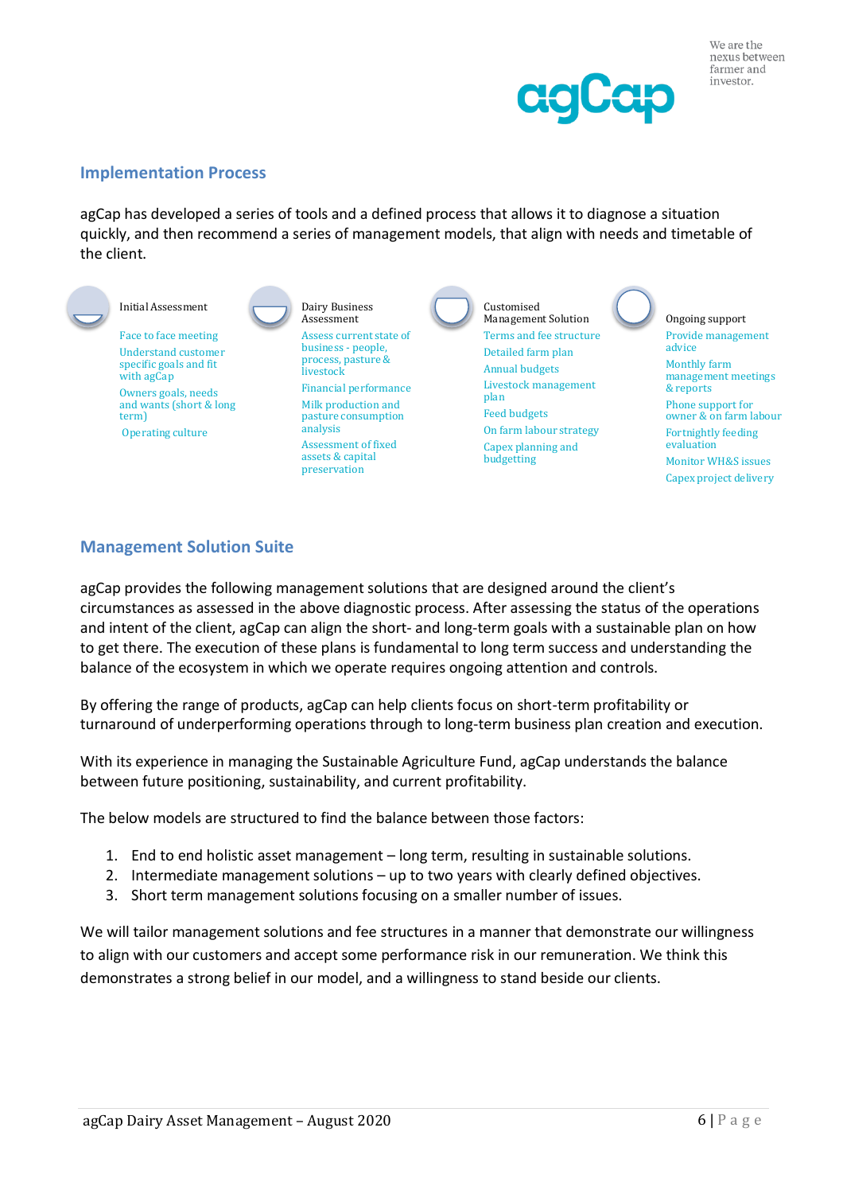## Implementation Process

agCap has developed a series of tools and a defined process that allows it to diagnose a situation quickly, and then recommend a series of management models, that align with needs and timetable of the client.

**Initial Assessment**

- Face to face meeting
- Understand customer specific goals and fit with agCap
- Owners goals, needs and wants (short & long term)
- Operating culture

**Dairy Business Assessment**

- Assess current state of business - people, process, pasture & livestock
- Financial performance
- Milk production and pasture consumption analysis
- Assessment of fixed assets & capital preservation

**Customised Management Solution**

- Terms and fee structure
- Detailed farm plan
- Annual budgets
- Livestock management plan
- Feed budgets
- On farm labour strategy
- Capex planning and budgetting

**Ongoing support**

- Provide management advice
- Monthly farm management meetings & reports
- Phone support for owner & on farm labour
- Fortnightly feeding evaluation
- Monitor WH&S issues
- Capex project delivery

## Management Solution Suite

agCap provides the following management solutions that are designed around the client's circumstances as assessed in the above diagnostic process. After assessing the status of the operations and intent of the client, agCap can align the short- and long-term goals with a sustainable plan on how to get there. The execution of these plans is fundamental to long term success and understanding the balance of the ecosystem in which we operate requires ongoing attention and controls.

By offering the range of products, agCap can help clients focus on short-term profitability or turnaround of underperforming operations through to long-term business plan creation and execution.

With its experience in managing the Sustainable Agriculture Fund, agCap understands the balance between future positioning, sustainability, and current profitability.

The below models are structured to find the balance between those factors:

1. End to end holistic asset management – long term, resulting in sustainable solutions.
2. Intermediate management solutions – up to two years with clearly defined objectives.
3. Short term management solutions focusing on a smaller number of issues.

We will tailor management solutions and fee structures in a manner that demonstrate our willingness to align with our customers and accept some performance risk in our remuneration. We think this demonstrates a strong belief in our model, and a willingness to stand beside our clients.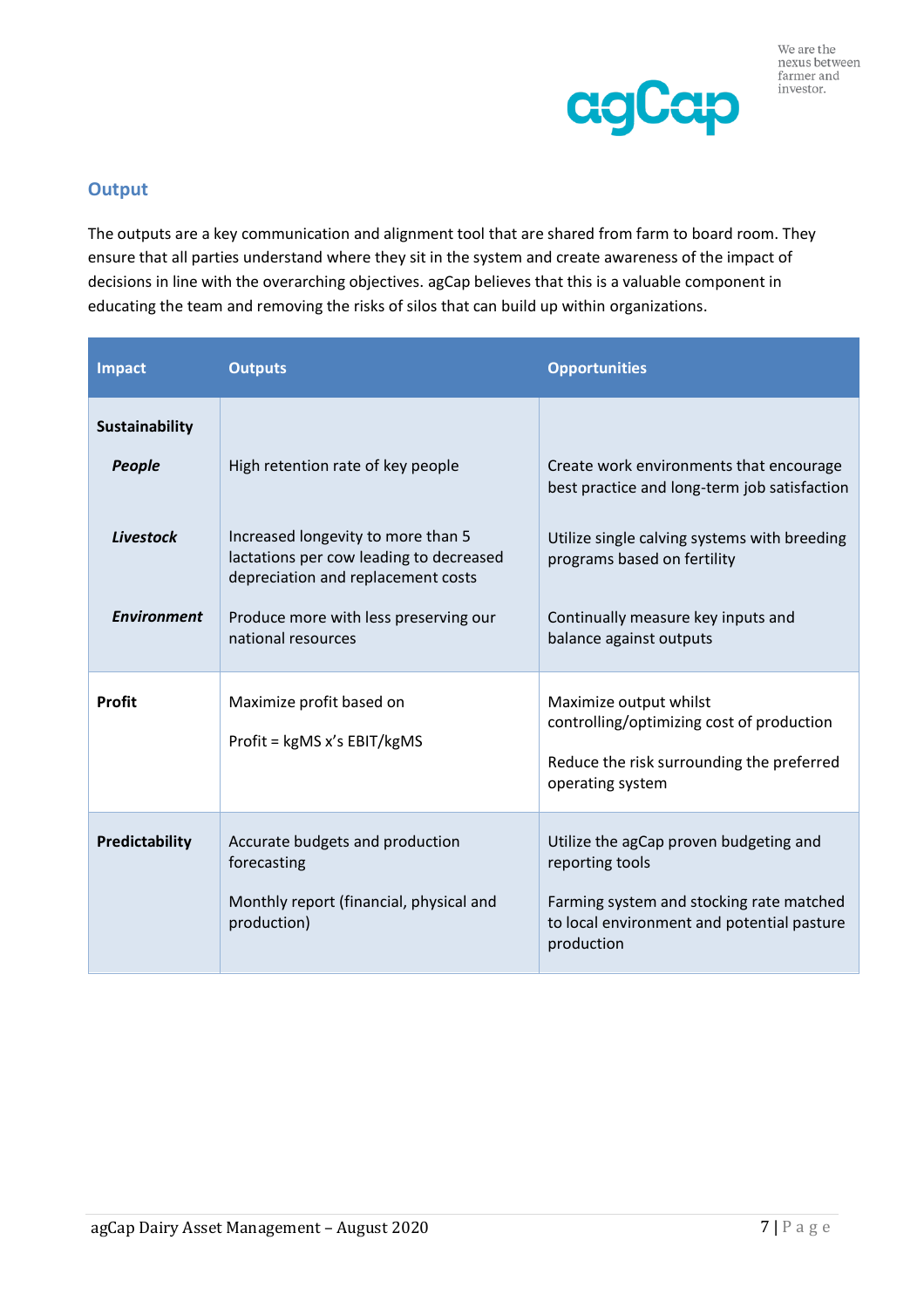## Output

The outputs are a key communication and alignment tool that are shared from farm to board room. They ensure that all parties understand where they sit in the system and create awareness of the impact of decisions in line with the overarching objectives. agCap believes that this is a valuable component in educating the team and removing the risks of silos that can build up within organizations.

| Impact | Outputs | Opportunities |
|---|---|---|
| **Sustainability** | | |
| ***People*** | High retention rate of key people | Create work environments that encourage best practice and long-term job satisfaction |
| ***Livestock*** | Increased longevity to more than 5 lactations per cow leading to decreased depreciation and replacement costs | Utilize single calving systems with breeding programs based on fertility |
| ***Environment*** | Produce more with less preserving our national resources | Continually measure key inputs and balance against outputs |
| **Profit** | Maximize profit based on<br><br>Profit = kgMS x's EBIT/kgMS | Maximize output whilst controlling/optimizing cost of production<br><br>Reduce the risk surrounding the preferred operating system |
| **Predictability** | Accurate budgets and production forecasting<br><br>Monthly report (financial, physical and production) | Utilize the agCap proven budgeting and reporting tools<br><br>Farming system and stocking rate matched to local environment and potential pasture production |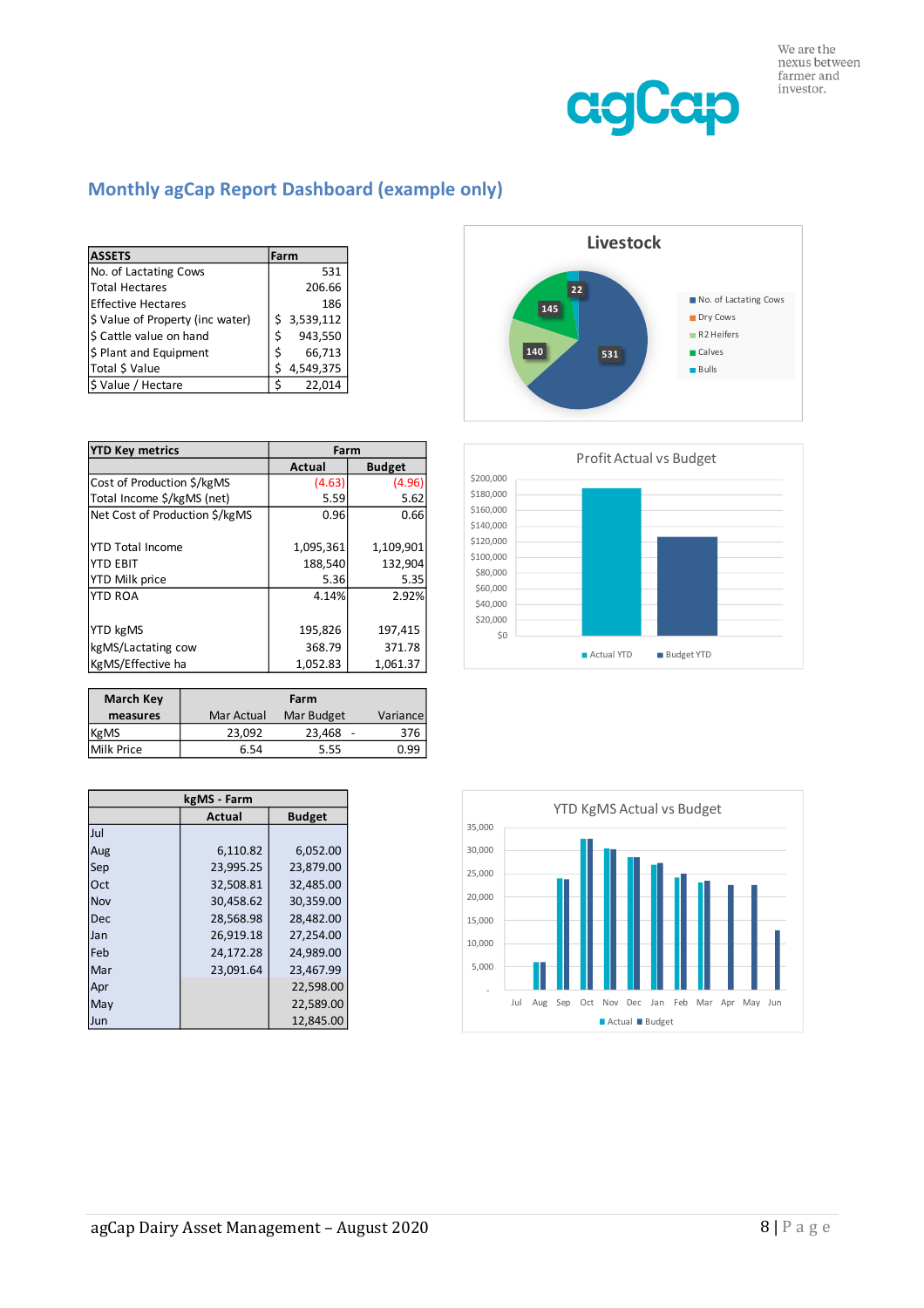We are the nexus between farmer and investor.

## Monthly agCap Report Dashboard (example only)

| ASSETS | Farm |
|---|---|
| No. of Lactating Cows | 531 |
| Total Hectares | 206.66 |
| Effective Hectares | 186 |
| $ Value of Property (inc water) | $ 3,539,112 |
| $ Cattle value on hand | $ 943,550 |
| $ Plant and Equipment | $ 66,713 |
| Total $ Value | $ 4,549,375 |
| $ Value / Hectare | $ 22,014 |

**Livestock**

| Category | Number |
|---|---|
| No. of Lactating Cows | 531 |
| Dry Cows | |
| R2 Heifers | 140 |
| Calves | 145 |
| Bulls | 22 |

| YTD Key metrics | Farm | |
|---|---|---|
| | Actual | Budget |
| Cost of Production $/kgMS | (4.63) | (4.96) |
| Total Income $/kgMS (net) | 5.59 | 5.62 |
| Net Cost of Production $/kgMS | 0.96 | 0.66 |
| YTD Total Income | 1,095,361 | 1,109,901 |
| YTD EBIT | 188,540 | 132,904 |
| YTD Milk price | 5.36 | 5.35 |
| YTD ROA | 4.14% | 2.92% |
| YTD kgMS | 195,826 | 197,415 |
| kgMS/Lactating cow | 368.79 | 371.78 |
| KgMS/Effective ha | 1,052.83 | 1,061.37 |

**Profit Actual vs Budget**

(Bar chart: Actual YTD, Budget YTD; axis $0 – $200,000)

| March Key measures | Farm | | |
|---|---|---|---|
| | Mar Actual | Mar Budget | Variance |
| KgMS | 23,092 | 23,468 | - 376 |
| Milk Price | 6.54 | 5.55 | 0.99 |

| kgMS - Farm | | |
|---|---|---|
| | Actual | Budget |
| Jul | | |
| Aug | 6,110.82 | 6,052.00 |
| Sep | 23,995.25 | 23,879.00 |
| Oct | 32,508.81 | 32,485.00 |
| Nov | 30,458.62 | 30,359.00 |
| Dec | 28,568.98 | 28,482.00 |
| Jan | 26,919.18 | 27,254.00 |
| Feb | 24,172.28 | 24,989.00 |
| Mar | 23,091.64 | 23,467.99 |
| Apr | | 22,598.00 |
| May | | 22,589.00 |
| Jun | | 12,845.00 |

**YTD KgMS Actual vs Budget**

(Bar chart: Actual, Budget by month Jul – Jun; axis - to 35,000)

agCap Dairy Asset Management – August 2020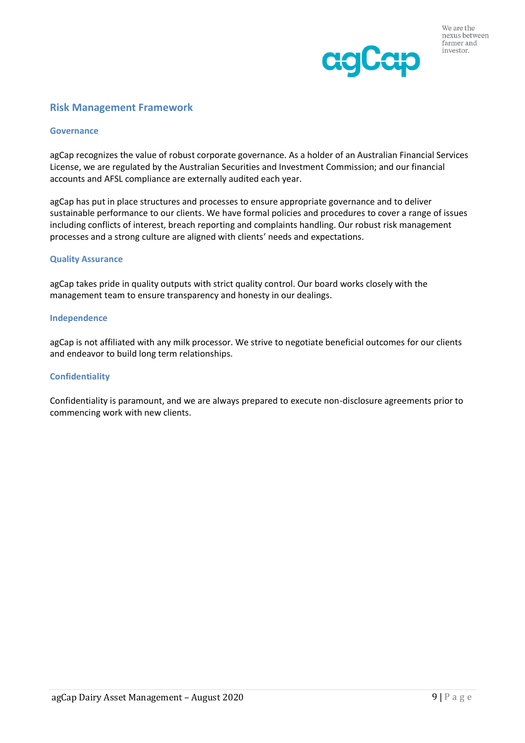## Risk Management Framework

### Governance

agCap recognizes the value of robust corporate governance. As a holder of an Australian Financial Services License, we are regulated by the Australian Securities and Investment Commission; and our financial accounts and AFSL compliance are externally audited each year.

agCap has put in place structures and processes to ensure appropriate governance and to deliver sustainable performance to our clients. We have formal policies and procedures to cover a range of issues including conflicts of interest, breach reporting and complaints handling. Our robust risk management processes and a strong culture are aligned with clients' needs and expectations.

### Quality Assurance

agCap takes pride in quality outputs with strict quality control. Our board works closely with the management team to ensure transparency and honesty in our dealings.

### Independence

agCap is not affiliated with any milk processor. We strive to negotiate beneficial outcomes for our clients and endeavor to build long term relationships.

### Confidentiality

Confidentiality is paramount, and we are always prepared to execute non-disclosure agreements prior to commencing work with new clients.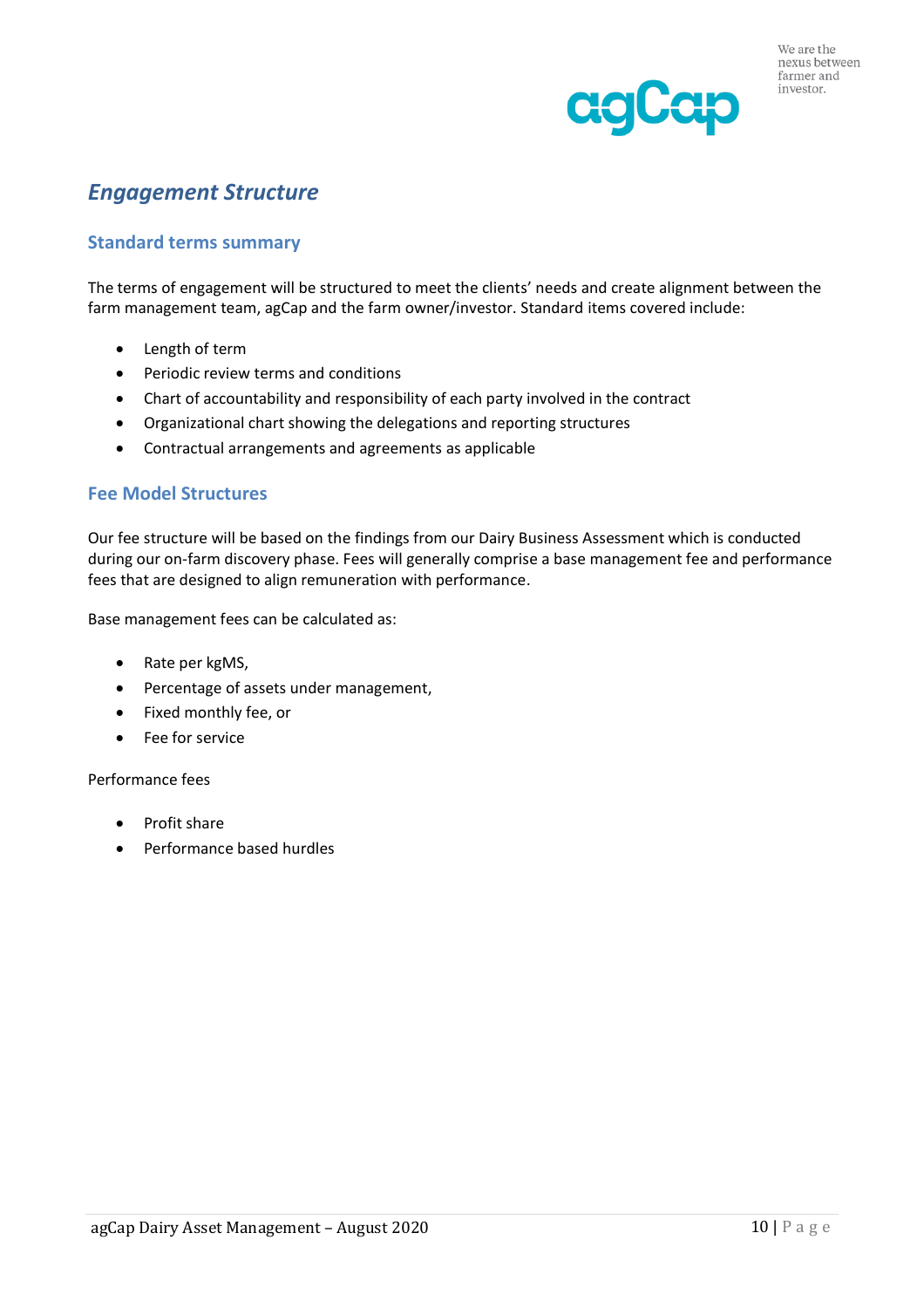## *Engagement Structure*

### Standard terms summary

The terms of engagement will be structured to meet the clients' needs and create alignment between the farm management team, agCap and the farm owner/investor. Standard items covered include:

- Length of term
- Periodic review terms and conditions
- Chart of accountability and responsibility of each party involved in the contract
- Organizational chart showing the delegations and reporting structures
- Contractual arrangements and agreements as applicable

### Fee Model Structures

Our fee structure will be based on the findings from our Dairy Business Assessment which is conducted during our on-farm discovery phase. Fees will generally comprise a base management fee and performance fees that are designed to align remuneration with performance.

Base management fees can be calculated as:

- Rate per kgMS,
- Percentage of assets under management,
- Fixed monthly fee, or
- Fee for service

Performance fees

- Profit share
- Performance based hurdles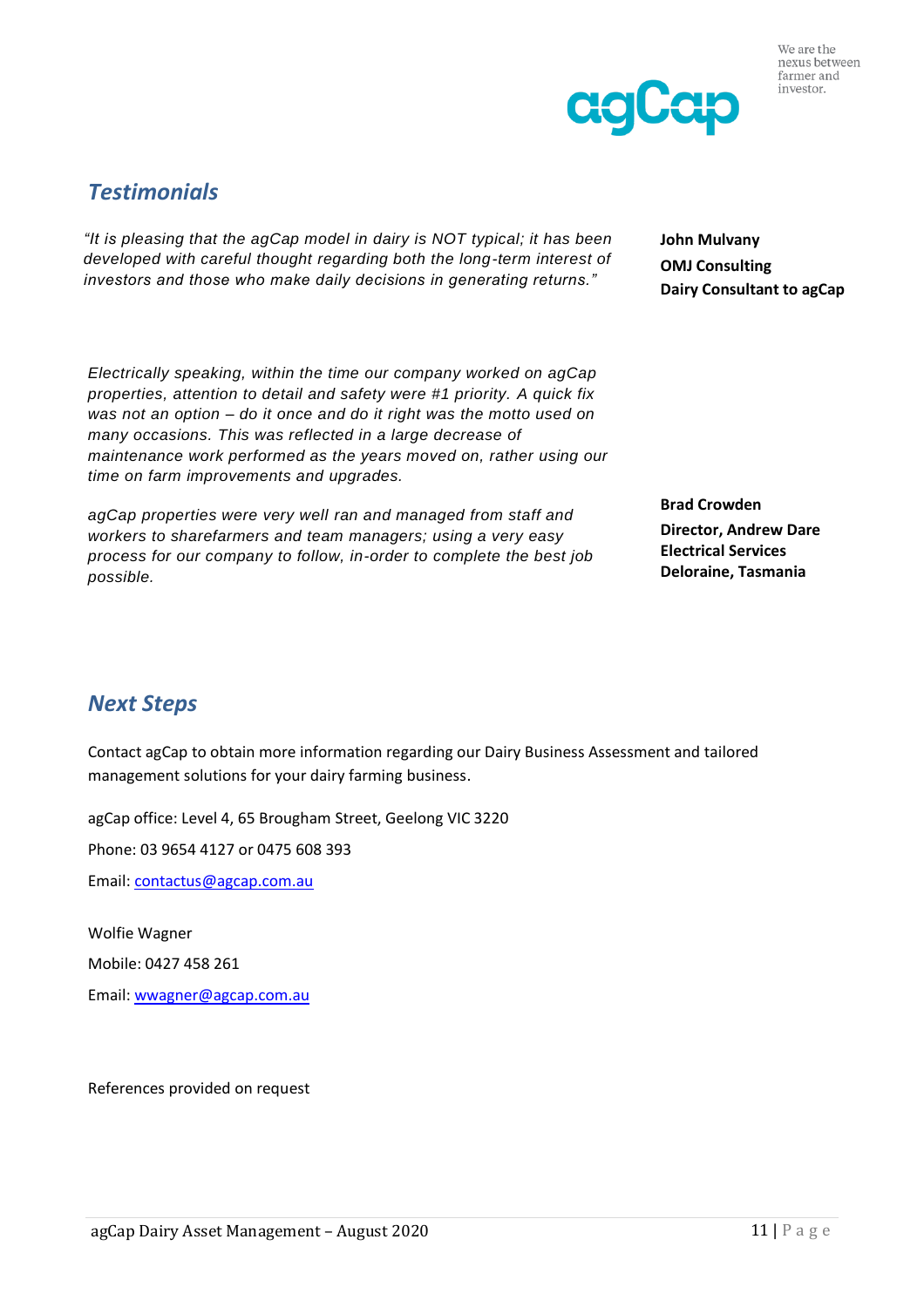## *Testimonials*

*"It is pleasing that the agCap model in dairy is NOT typical; it has been developed with careful thought regarding both the long-term interest of investors and those who make daily decisions in generating returns."*

**John Mulvany**
**OMJ Consulting**
**Dairy Consultant to agCap**

*Electrically speaking, within the time our company worked on agCap properties, attention to detail and safety were #1 priority. A quick fix was not an option – do it once and do it right was the motto used on many occasions. This was reflected in a large decrease of maintenance work performed as the years moved on, rather using our time on farm improvements and upgrades.*

*agCap properties were very well ran and managed from staff and workers to sharefarmers and team managers; using a very easy process for our company to follow, in-order to complete the best job possible.*

**Brad Crowden**
**Director, Andrew Dare Electrical Services**
**Deloraine, Tasmania**

## *Next Steps*

Contact agCap to obtain more information regarding our Dairy Business Assessment and tailored management solutions for your dairy farming business.

agCap office: Level 4, 65 Brougham Street, Geelong VIC 3220

Phone: 03 9654 4127 or 0475 608 393

Email: contactus@agcap.com.au

Wolfie Wagner

Mobile: 0427 458 261

Email: wwagner@agcap.com.au

References provided on request